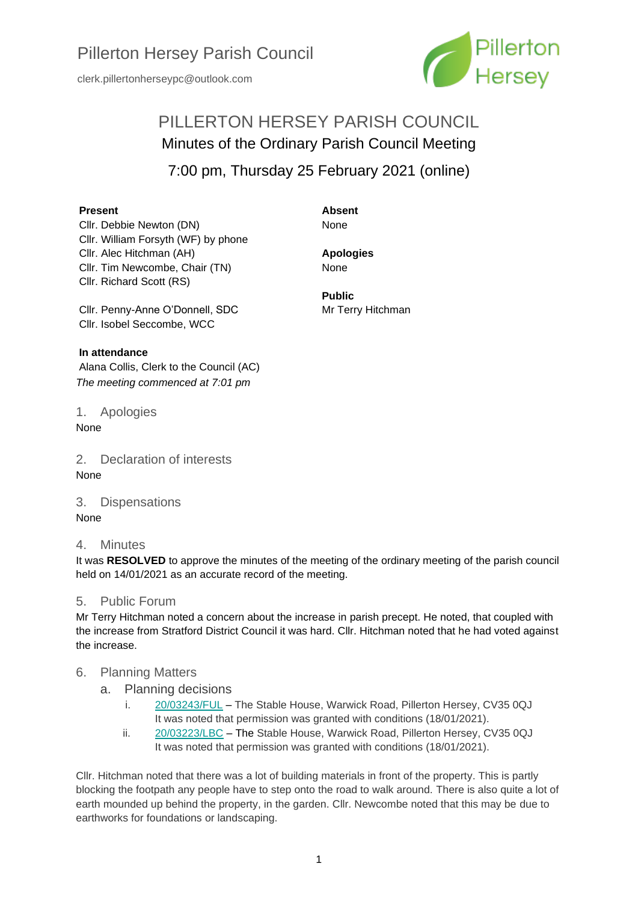Pillerton Hersey Parish Council

clerk.pillertonherseypc@outlook.com

# PILLERTON HERSEY PARISH COUNCIL

## Minutes of the Ordinary Parish Council Meeting

## 7:00 pm, Thursday 25 February 2021 (online)

**Present**
Cllr. Debbie Newton (DN)
Cllr. William Forsyth (WF) by phone
Cllr. Alec Hitchman (AH)
Cllr. Tim Newcombe, Chair (TN)
Cllr. Richard Scott (RS)

Cllr. Penny-Anne O'Donnell, SDC
Cllr. Isobel Seccombe, WCC

**Absent**
None

**Apologies**
None

**Public**
Mr Terry Hitchman

**In attendance**
Alana Collis, Clerk to the Council (AC)

*The meeting commenced at 7:01 pm*

### 1. Apologies

None

### 2. Declaration of interests

None

### 3. Dispensations

None

### 4. Minutes

It was **RESOLVED** to approve the minutes of the meeting of the ordinary meeting of the parish council held on 14/01/2021 as an accurate record of the meeting.

### 5. Public Forum

Mr Terry Hitchman noted a concern about the increase in parish precept. He noted, that coupled with the increase from Stratford District Council it was hard. Cllr. Hitchman noted that he had voted against the increase.

### 6. Planning Matters

#### a. Planning decisions

i. 20/03243/FUL – The Stable House, Warwick Road, Pillerton Hersey, CV35 0QJ
It was noted that permission was granted with conditions (18/01/2021).

ii. 20/03223/LBC – The Stable House, Warwick Road, Pillerton Hersey, CV35 0QJ
It was noted that permission was granted with conditions (18/01/2021).

Cllr. Hitchman noted that there was a lot of building materials in front of the property. This is partly blocking the footpath any people have to step onto the road to walk around. There is also quite a lot of earth mounded up behind the property, in the garden. Cllr. Newcombe noted that this may be due to earthworks for foundations or landscaping.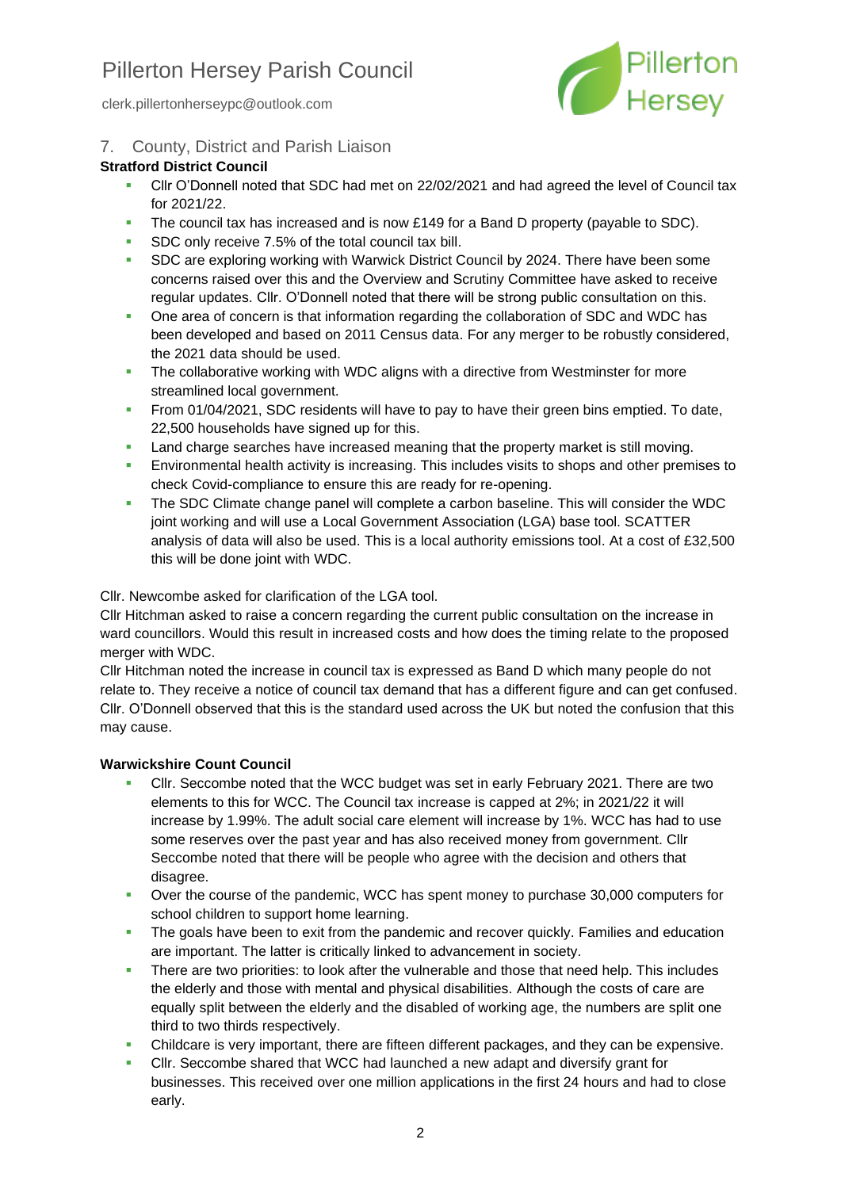## 7. County, District and Parish Liaison

**Stratford District Council**

- Cllr O'Donnell noted that SDC had met on 22/02/2021 and had agreed the level of Council tax for 2021/22.
- The council tax has increased and is now £149 for a Band D property (payable to SDC).
- SDC only receive 7.5% of the total council tax bill.
- SDC are exploring working with Warwick District Council by 2024. There have been some concerns raised over this and the Overview and Scrutiny Committee have asked to receive regular updates. Cllr. O'Donnell noted that there will be strong public consultation on this.
- One area of concern is that information regarding the collaboration of SDC and WDC has been developed and based on 2011 Census data. For any merger to be robustly considered, the 2021 data should be used.
- The collaborative working with WDC aligns with a directive from Westminster for more streamlined local government.
- From 01/04/2021, SDC residents will have to pay to have their green bins emptied. To date, 22,500 households have signed up for this.
- Land charge searches have increased meaning that the property market is still moving.
- Environmental health activity is increasing. This includes visits to shops and other premises to check Covid-compliance to ensure this are ready for re-opening.
- The SDC Climate change panel will complete a carbon baseline. This will consider the WDC joint working and will use a Local Government Association (LGA) base tool. SCATTER analysis of data will also be used. This is a local authority emissions tool. At a cost of £32,500 this will be done joint with WDC.

Cllr. Newcombe asked for clarification of the LGA tool.
Cllr Hitchman asked to raise a concern regarding the current public consultation on the increase in ward councillors. Would this result in increased costs and how does the timing relate to the proposed merger with WDC.
Cllr Hitchman noted the increase in council tax is expressed as Band D which many people do not relate to. They receive a notice of council tax demand that has a different figure and can get confused. Cllr. O'Donnell observed that this is the standard used across the UK but noted the confusion that this may cause.

**Warwickshire Count Council**

- Cllr. Seccombe noted that the WCC budget was set in early February 2021. There are two elements to this for WCC. The Council tax increase is capped at 2%; in 2021/22 it will increase by 1.99%. The adult social care element will increase by 1%. WCC has had to use some reserves over the past year and has also received money from government. Cllr Seccombe noted that there will be people who agree with the decision and others that disagree.
- Over the course of the pandemic, WCC has spent money to purchase 30,000 computers for school children to support home learning.
- The goals have been to exit from the pandemic and recover quickly. Families and education are important. The latter is critically linked to advancement in society.
- There are two priorities: to look after the vulnerable and those that need help. This includes the elderly and those with mental and physical disabilities. Although the costs of care are equally split between the elderly and the disabled of working age, the numbers are split one third to two thirds respectively.
- Childcare is very important, there are fifteen different packages, and they can be expensive.
- Cllr. Seccombe shared that WCC had launched a new adapt and diversify grant for businesses. This received over one million applications in the first 24 hours and had to close early.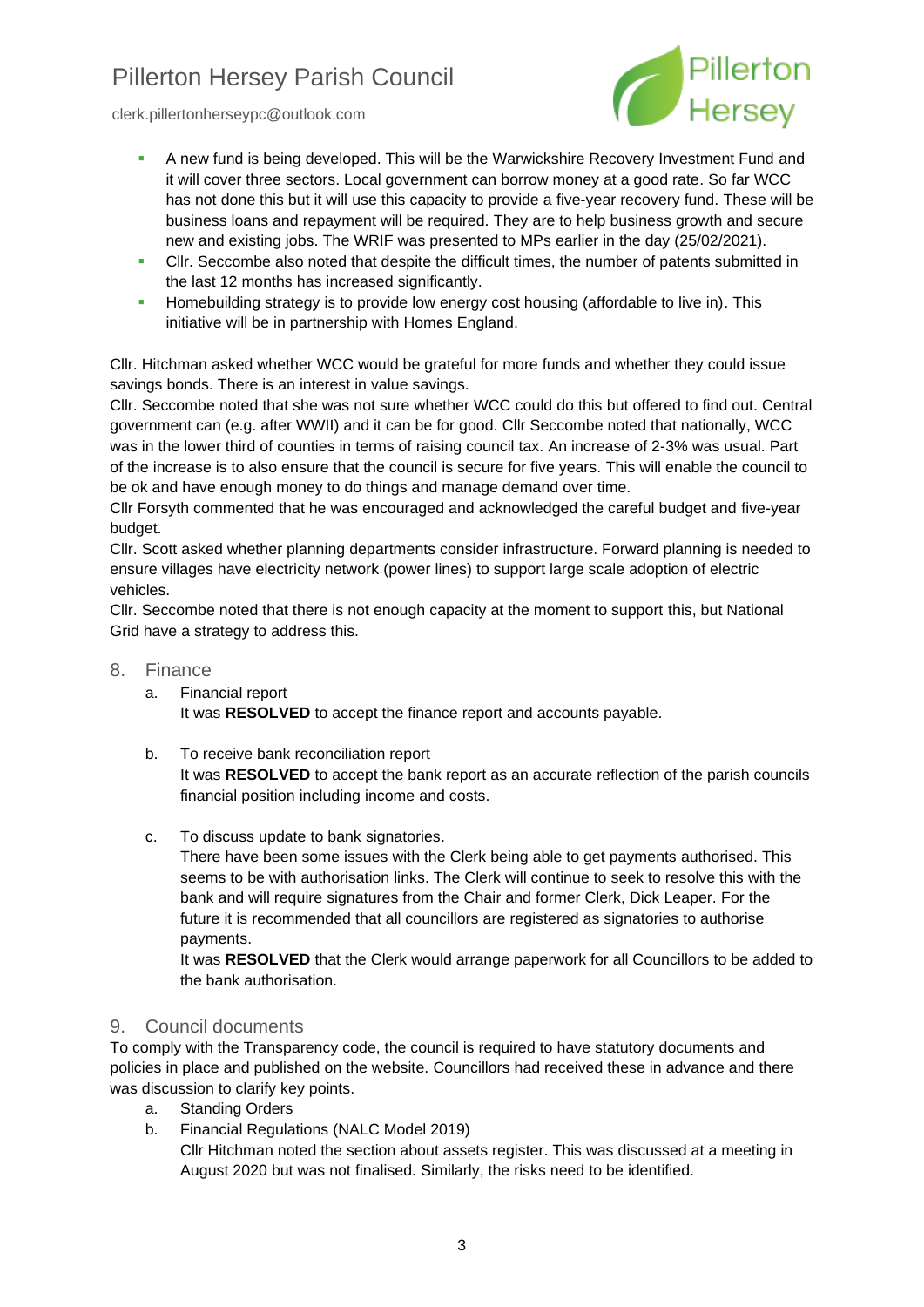- A new fund is being developed. This will be the Warwickshire Recovery Investment Fund and it will cover three sectors. Local government can borrow money at a good rate. So far WCC has not done this but it will use this capacity to provide a five-year recovery fund. These will be business loans and repayment will be required. They are to help business growth and secure new and existing jobs. The WRIF was presented to MPs earlier in the day (25/02/2021).
- Cllr. Seccombe also noted that despite the difficult times, the number of patents submitted in the last 12 months has increased significantly.
- Homebuilding strategy is to provide low energy cost housing (affordable to live in). This initiative will be in partnership with Homes England.

Cllr. Hitchman asked whether WCC would be grateful for more funds and whether they could issue savings bonds. There is an interest in value savings.
Cllr. Seccombe noted that she was not sure whether WCC could do this but offered to find out. Central government can (e.g. after WWII) and it can be for good. Cllr Seccombe noted that nationally, WCC was in the lower third of counties in terms of raising council tax. An increase of 2-3% was usual. Part of the increase is to also ensure that the council is secure for five years. This will enable the council to be ok and have enough money to do things and manage demand over time.
Cllr Forsyth commented that he was encouraged and acknowledged the careful budget and five-year budget.
Cllr. Scott asked whether planning departments consider infrastructure. Forward planning is needed to ensure villages have electricity network (power lines) to support large scale adoption of electric vehicles.
Cllr. Seccombe noted that there is not enough capacity at the moment to support this, but National Grid have a strategy to address this.

## 8. Finance

a. Financial report
   It was **RESOLVED** to accept the finance report and accounts payable.

b. To receive bank reconciliation report
   It was **RESOLVED** to accept the bank report as an accurate reflection of the parish councils financial position including income and costs.

c. To discuss update to bank signatories.
   There have been some issues with the Clerk being able to get payments authorised. This seems to be with authorisation links. The Clerk will continue to seek to resolve this with the bank and will require signatures from the Chair and former Clerk, Dick Leaper. For the future it is recommended that all councillors are registered as signatories to authorise payments.
   It was **RESOLVED** that the Clerk would arrange paperwork for all Councillors to be added to the bank authorisation.

## 9. Council documents

To comply with the Transparency code, the council is required to have statutory documents and policies in place and published on the website. Councillors had received these in advance and there was discussion to clarify key points.

a. Standing Orders
b. Financial Regulations (NALC Model 2019)
   Cllr Hitchman noted the section about assets register. This was discussed at a meeting in August 2020 but was not finalised. Similarly, the risks need to be identified.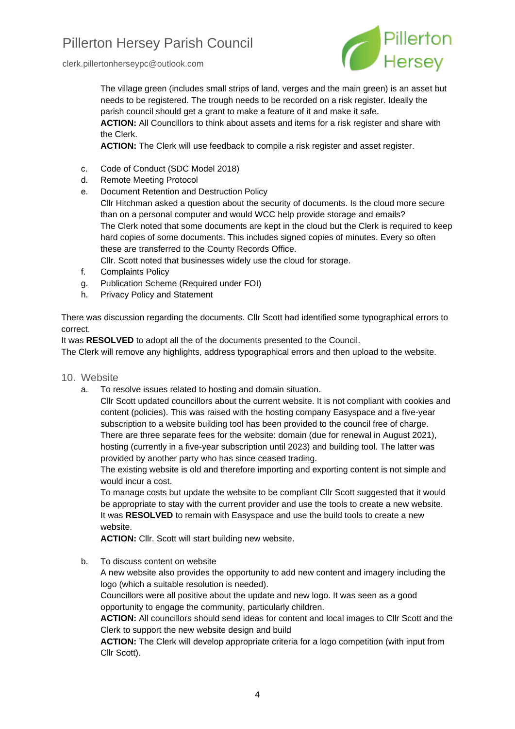The village green (includes small strips of land, verges and the main green) is an asset but needs to be registered. The trough needs to be recorded on a risk register. Ideally the parish council should get a grant to make a feature of it and make it safe.
**ACTION:** All Councillors to think about assets and items for a risk register and share with the Clerk.
**ACTION:** The Clerk will use feedback to compile a risk register and asset register.

c. Code of Conduct (SDC Model 2018)
d. Remote Meeting Protocol
e. Document Retention and Destruction Policy
Cllr Hitchman asked a question about the security of documents. Is the cloud more secure than on a personal computer and would WCC help provide storage and emails?
The Clerk noted that some documents are kept in the cloud but the Clerk is required to keep hard copies of some documents. This includes signed copies of minutes. Every so often these are transferred to the County Records Office.
Cllr. Scott noted that businesses widely use the cloud for storage.
f. Complaints Policy
g. Publication Scheme (Required under FOI)
h. Privacy Policy and Statement

There was discussion regarding the documents. Cllr Scott had identified some typographical errors to correct.
It was **RESOLVED** to adopt all the of the documents presented to the Council.
The Clerk will remove any highlights, address typographical errors and then upload to the website.

## 10. Website

a. To resolve issues related to hosting and domain situation.
Cllr Scott updated councillors about the current website. It is not compliant with cookies and content (policies). This was raised with the hosting company Easyspace and a five-year subscription to a website building tool has been provided to the council free of charge.
There are three separate fees for the website: domain (due for renewal in August 2021), hosting (currently in a five-year subscription until 2023) and building tool. The latter was provided by another party who has since ceased trading.
The existing website is old and therefore importing and exporting content is not simple and would incur a cost.
To manage costs but update the website to be compliant Cllr Scott suggested that it would be appropriate to stay with the current provider and use the tools to create a new website.
It was **RESOLVED** to remain with Easyspace and use the build tools to create a new website.
**ACTION:** Cllr. Scott will start building new website.

b. To discuss content on website
A new website also provides the opportunity to add new content and imagery including the logo (which a suitable resolution is needed).
Councillors were all positive about the update and new logo. It was seen as a good opportunity to engage the community, particularly children.
**ACTION:** All councillors should send ideas for content and local images to Cllr Scott and the Clerk to support the new website design and build
**ACTION:** The Clerk will develop appropriate criteria for a logo competition (with input from Cllr Scott).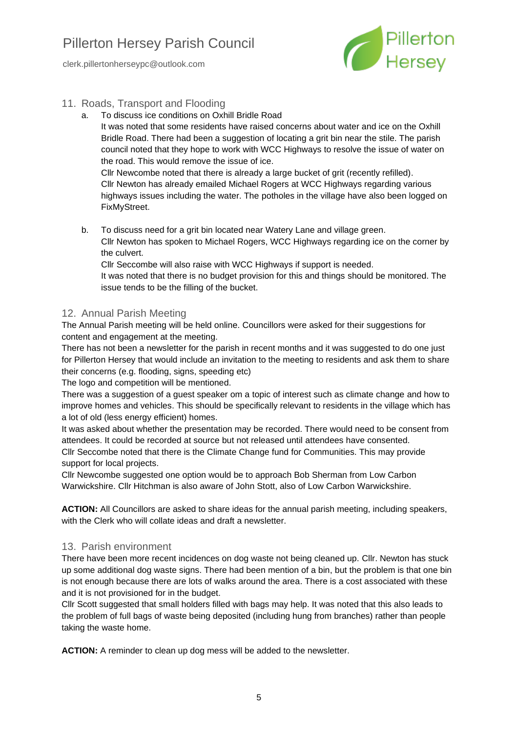## 11. Roads, Transport and Flooding

a. To discuss ice conditions on Oxhill Bridle Road
   It was noted that some residents have raised concerns about water and ice on the Oxhill Bridle Road. There had been a suggestion of locating a grit bin near the stile. The parish council noted that they hope to work with WCC Highways to resolve the issue of water on the road. This would remove the issue of ice.
   Cllr Newcombe noted that there is already a large bucket of grit (recently refilled).
   Cllr Newton has already emailed Michael Rogers at WCC Highways regarding various highways issues including the water. The potholes in the village have also been logged on FixMyStreet.

b. To discuss need for a grit bin located near Watery Lane and village green.
   Cllr Newton has spoken to Michael Rogers, WCC Highways regarding ice on the corner by the culvert.
   Cllr Seccombe will also raise with WCC Highways if support is needed.
   It was noted that there is no budget provision for this and things should be monitored. The issue tends to be the filling of the bucket.

## 12. Annual Parish Meeting

The Annual Parish meeting will be held online. Councillors were asked for their suggestions for content and engagement at the meeting.
There has not been a newsletter for the parish in recent months and it was suggested to do one just for Pillerton Hersey that would include an invitation to the meeting to residents and ask them to share their concerns (e.g. flooding, signs, speeding etc)
The logo and competition will be mentioned.
There was a suggestion of a guest speaker om a topic of interest such as climate change and how to improve homes and vehicles. This should be specifically relevant to residents in the village which has a lot of old (less energy efficient) homes.
It was asked about whether the presentation may be recorded. There would need to be consent from attendees. It could be recorded at source but not released until attendees have consented.
Cllr Seccombe noted that there is the Climate Change fund for Communities. This may provide support for local projects.
Cllr Newcombe suggested one option would be to approach Bob Sherman from Low Carbon Warwickshire. Cllr Hitchman is also aware of John Stott, also of Low Carbon Warwickshire.

**ACTION:** All Councillors are asked to share ideas for the annual parish meeting, including speakers, with the Clerk who will collate ideas and draft a newsletter.

## 13. Parish environment

There have been more recent incidences on dog waste not being cleaned up. Cllr. Newton has stuck up some additional dog waste signs. There had been mention of a bin, but the problem is that one bin is not enough because there are lots of walks around the area. There is a cost associated with these and it is not provisioned for in the budget.
Cllr Scott suggested that small holders filled with bags may help. It was noted that this also leads to the problem of full bags of waste being deposited (including hung from branches) rather than people taking the waste home.

**ACTION:** A reminder to clean up dog mess will be added to the newsletter.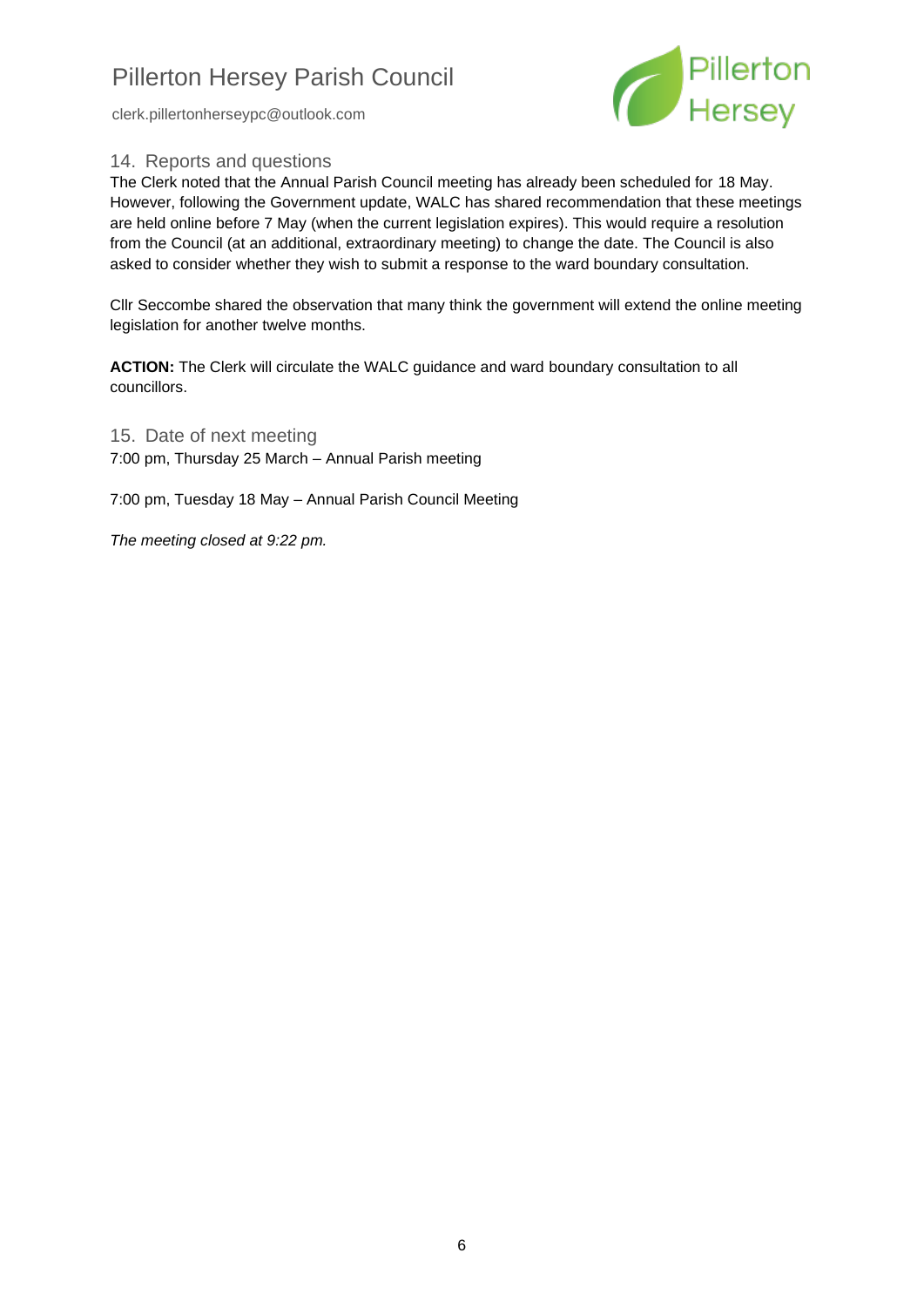## 14. Reports and questions

The Clerk noted that the Annual Parish Council meeting has already been scheduled for 18 May. However, following the Government update, WALC has shared recommendation that these meetings are held online before 7 May (when the current legislation expires). This would require a resolution from the Council (at an additional, extraordinary meeting) to change the date. The Council is also asked to consider whether they wish to submit a response to the ward boundary consultation.

Cllr Seccombe shared the observation that many think the government will extend the online meeting legislation for another twelve months.

**ACTION:** The Clerk will circulate the WALC guidance and ward boundary consultation to all councillors.

## 15. Date of next meeting

7:00 pm, Thursday 25 March – Annual Parish meeting

7:00 pm, Tuesday 18 May – Annual Parish Council Meeting

*The meeting closed at 9:22 pm.*